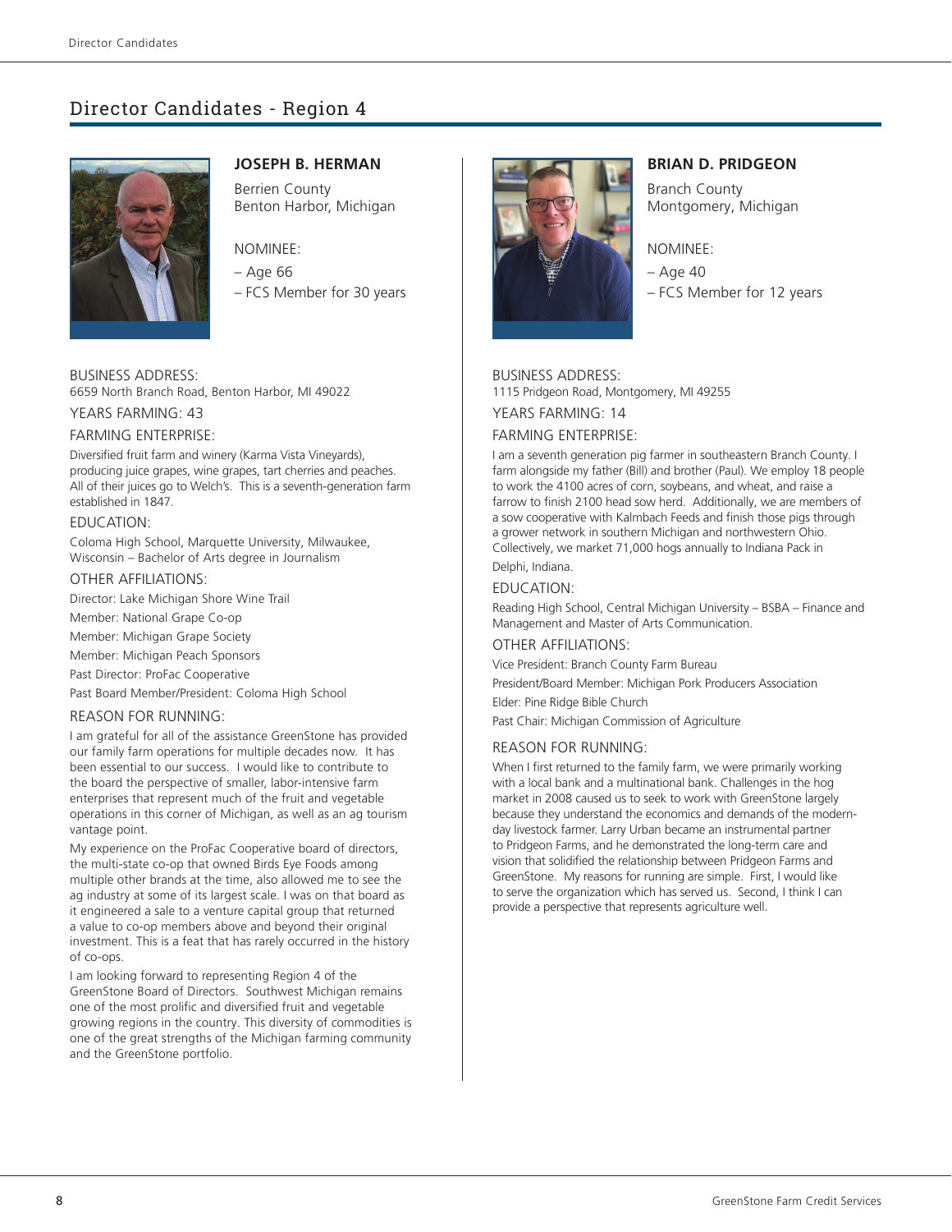# Director Candidates - Region 4

## JOSEPH B. HERMAN

Berrien County
Benton Harbor, Michigan

NOMINEE:
– Age 66
– FCS Member for 30 years

BUSINESS ADDRESS:
6659 North Branch Road, Benton Harbor, MI 49022

YEARS FARMING: 43

FARMING ENTERPRISE:

Diversified fruit farm and winery (Karma Vista Vineyards), producing juice grapes, wine grapes, tart cherries and peaches. All of their juices go to Welch's. This is a seventh-generation farm established in 1847.

EDUCATION:

Coloma High School, Marquette University, Milwaukee, Wisconsin – Bachelor of Arts degree in Journalism

OTHER AFFILIATIONS:

Director: Lake Michigan Shore Wine Trail
Member: National Grape Co-op
Member: Michigan Grape Society
Member: Michigan Peach Sponsors
Past Director: ProFac Cooperative
Past Board Member/President: Coloma High School

REASON FOR RUNNING:

I am grateful for all of the assistance GreenStone has provided our family farm operations for multiple decades now. It has been essential to our success. I would like to contribute to the board the perspective of smaller, labor-intensive farm enterprises that represent much of the fruit and vegetable operations in this corner of Michigan, as well as an ag tourism vantage point.

My experience on the ProFac Cooperative board of directors, the multi-state co-op that owned Birds Eye Foods among multiple other brands at the time, also allowed me to see the ag industry at some of its largest scale. I was on that board as it engineered a sale to a venture capital group that returned a value to co-op members above and beyond their original investment. This is a feat that has rarely occurred in the history of co-ops.

I am looking forward to representing Region 4 of the GreenStone Board of Directors. Southwest Michigan remains one of the most prolific and diversified fruit and vegetable growing regions in the country. This diversity of commodities is one of the great strengths of the Michigan farming community and the GreenStone portfolio.

## BRIAN D. PRIDGEON

Branch County
Montgomery, Michigan

NOMINEE:
– Age 40
– FCS Member for 12 years

BUSINESS ADDRESS:
1115 Pridgeon Road, Montgomery, MI 49255

YEARS FARMING: 14

FARMING ENTERPRISE:

I am a seventh generation pig farmer in southeastern Branch County. I farm alongside my father (Bill) and brother (Paul). We employ 18 people to work the 4100 acres of corn, soybeans, and wheat, and raise a farrow to finish 2100 head sow herd. Additionally, we are members of a sow cooperative with Kalmbach Feeds and finish those pigs through a grower network in southern Michigan and northwestern Ohio. Collectively, we market 71,000 hogs annually to Indiana Pack in Delphi, Indiana.

EDUCATION:

Reading High School, Central Michigan University – BSBA – Finance and Management and Master of Arts Communication.

OTHER AFFILIATIONS:

Vice President: Branch County Farm Bureau
President/Board Member: Michigan Pork Producers Association
Elder: Pine Ridge Bible Church
Past Chair: Michigan Commission of Agriculture

REASON FOR RUNNING:

When I first returned to the family farm, we were primarily working with a local bank and a multinational bank. Challenges in the hog market in 2008 caused us to seek to work with GreenStone largely because they understand the economics and demands of the modern-day livestock farmer. Larry Urban became an instrumental partner to Pridgeon Farms, and he demonstrated the long-term care and vision that solidified the relationship between Pridgeon Farms and GreenStone. My reasons for running are simple. First, I would like to serve the organization which has served us. Second, I think I can provide a perspective that represents agriculture well.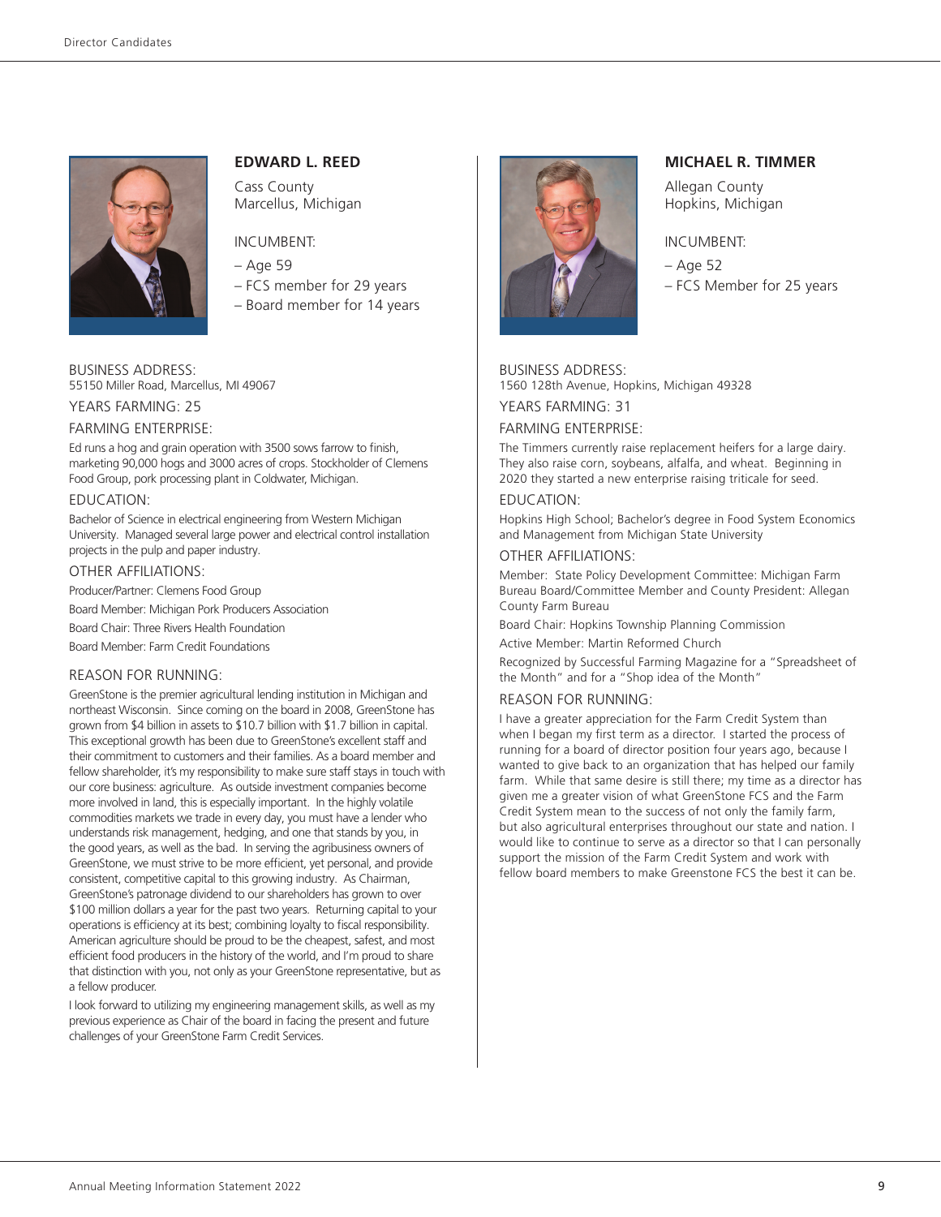## EDWARD L. REED

Cass County
Marcellus, Michigan

INCUMBENT:

- Age 59
- FCS member for 29 years
- Board member for 14 years

BUSINESS ADDRESS:
55150 Miller Road, Marcellus, MI 49067

YEARS FARMING: 25

FARMING ENTERPRISE:

Ed runs a hog and grain operation with 3500 sows farrow to finish, marketing 90,000 hogs and 3000 acres of crops. Stockholder of Clemens Food Group, pork processing plant in Coldwater, Michigan.

EDUCATION:

Bachelor of Science in electrical engineering from Western Michigan University. Managed several large power and electrical control installation projects in the pulp and paper industry.

OTHER AFFILIATIONS:

Producer/Partner: Clemens Food Group

Board Member: Michigan Pork Producers Association

Board Chair: Three Rivers Health Foundation

Board Member: Farm Credit Foundations

REASON FOR RUNNING:

GreenStone is the premier agricultural lending institution in Michigan and northeast Wisconsin. Since coming on the board in 2008, GreenStone has grown from $4 billion in assets to $10.7 billion with $1.7 billion in capital. This exceptional growth has been due to GreenStone's excellent staff and their commitment to customers and their families. As a board member and fellow shareholder, it's my responsibility to make sure staff stays in touch with our core business: agriculture. As outside investment companies become more involved in land, this is especially important. In the highly volatile commodities markets we trade in every day, you must have a lender who understands risk management, hedging, and one that stands by you, in the good years, as well as the bad. In serving the agribusiness owners of GreenStone, we must strive to be more efficient, yet personal, and provide consistent, competitive capital to this growing industry. As Chairman, GreenStone's patronage dividend to our shareholders has grown to over $100 million dollars a year for the past two years. Returning capital to your operations is efficiency at its best; combining loyalty to fiscal responsibility. American agriculture should be proud to be the cheapest, safest, and most efficient food producers in the history of the world, and I'm proud to share that distinction with you, not only as your GreenStone representative, but as a fellow producer.

I look forward to utilizing my engineering management skills, as well as my previous experience as Chair of the board in facing the present and future challenges of your GreenStone Farm Credit Services.

## MICHAEL R. TIMMER

Allegan County
Hopkins, Michigan

INCUMBENT:

- Age 52
- FCS Member for 25 years

BUSINESS ADDRESS:
1560 128th Avenue, Hopkins, Michigan 49328

YEARS FARMING: 31

FARMING ENTERPRISE:

The Timmers currently raise replacement heifers for a large dairy. They also raise corn, soybeans, alfalfa, and wheat. Beginning in 2020 they started a new enterprise raising triticale for seed.

EDUCATION:

Hopkins High School; Bachelor's degree in Food System Economics and Management from Michigan State University

OTHER AFFILIATIONS:

Member: State Policy Development Committee: Michigan Farm Bureau Board/Committee Member and County President: Allegan County Farm Bureau

Board Chair: Hopkins Township Planning Commission

Active Member: Martin Reformed Church

Recognized by Successful Farming Magazine for a "Spreadsheet of the Month" and for a "Shop idea of the Month"

REASON FOR RUNNING:

I have a greater appreciation for the Farm Credit System than when I began my first term as a director. I started the process of running for a board of director position four years ago, because I wanted to give back to an organization that has helped our family farm. While that same desire is still there; my time as a director has given me a greater vision of what GreenStone FCS and the Farm Credit System mean to the success of not only the family farm, but also agricultural enterprises throughout our state and nation. I would like to continue to serve as a director so that I can personally support the mission of the Farm Credit System and work with fellow board members to make Greenstone FCS the best it can be.